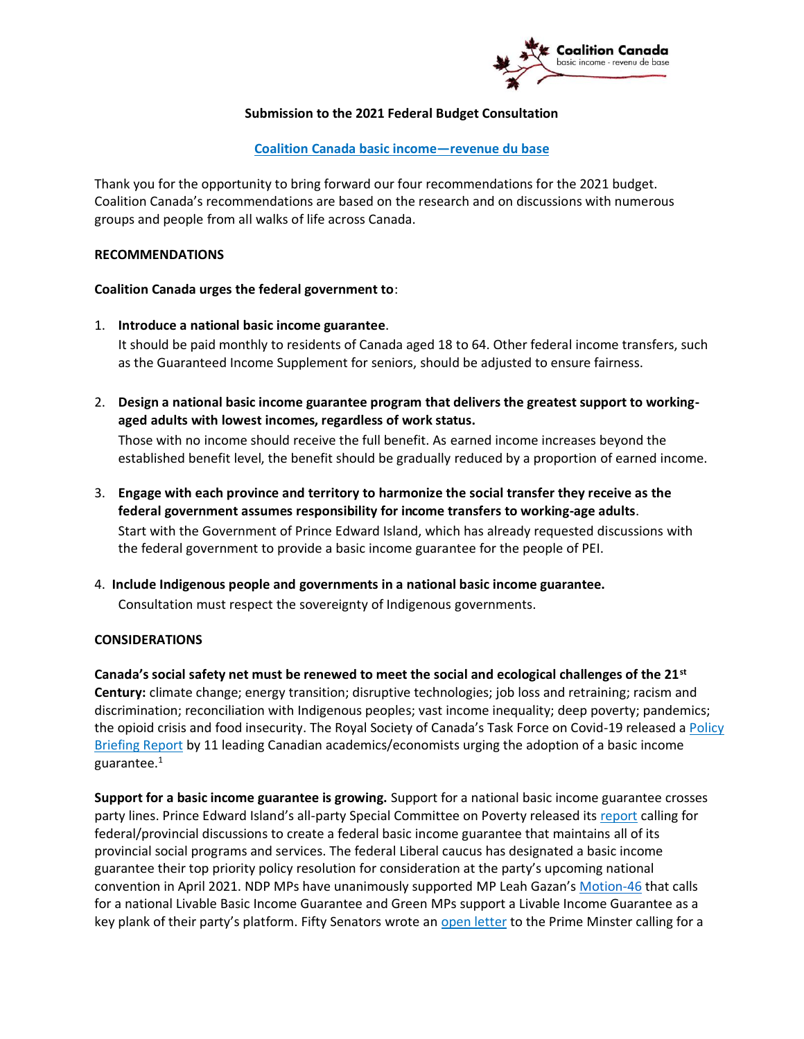Coalition Canada
basic income - revenu de base

**Submission to the 2021 Federal Budget Consultation**

**Coalition Canada basic income—revenue du base**

Thank you for the opportunity to bring forward our four recommendations for the 2021 budget. Coalition Canada's recommendations are based on the research and on discussions with numerous groups and people from all walks of life across Canada.

**RECOMMENDATIONS**

**Coalition Canada urges the federal government to**:

1. **Introduce a national basic income guarantee**.
   It should be paid monthly to residents of Canada aged 18 to 64. Other federal income transfers, such as the Guaranteed Income Supplement for seniors, should be adjusted to ensure fairness.

2. **Design a national basic income guarantee program that delivers the greatest support to working-aged adults with lowest incomes, regardless of work status.**
   Those with no income should receive the full benefit. As earned income increases beyond the established benefit level, the benefit should be gradually reduced by a proportion of earned income.

3. **Engage with each province and territory to harmonize the social transfer they receive as the federal government assumes responsibility for income transfers to working-age adults**.
   Start with the Government of Prince Edward Island, which has already requested discussions with the federal government to provide a basic income guarantee for the people of PEI.

4. **Include Indigenous people and governments in a national basic income guarantee.**
   Consultation must respect the sovereignty of Indigenous governments.

**CONSIDERATIONS**

**Canada's social safety net must be renewed to meet the social and ecological challenges of the 21st Century:** climate change; energy transition; disruptive technologies; job loss and retraining; racism and discrimination; reconciliation with Indigenous peoples; vast income inequality; deep poverty; pandemics; the opioid crisis and food insecurity. The Royal Society of Canada's Task Force on Covid-19 released a Policy Briefing Report by 11 leading Canadian academics/economists urging the adoption of a basic income guarantee.[1]

**Support for a basic income guarantee is growing.** Support for a national basic income guarantee crosses party lines. Prince Edward Island's all-party Special Committee on Poverty released its report calling for federal/provincial discussions to create a federal basic income guarantee that maintains all of its provincial social programs and services. The federal Liberal caucus has designated a basic income guarantee their top priority policy resolution for consideration at the party's upcoming national convention in April 2021. NDP MPs have unanimously supported MP Leah Gazan's Motion-46 that calls for a national Livable Basic Income Guarantee and Green MPs support a Livable Income Guarantee as a key plank of their party's platform. Fifty Senators wrote an open letter to the Prime Minster calling for a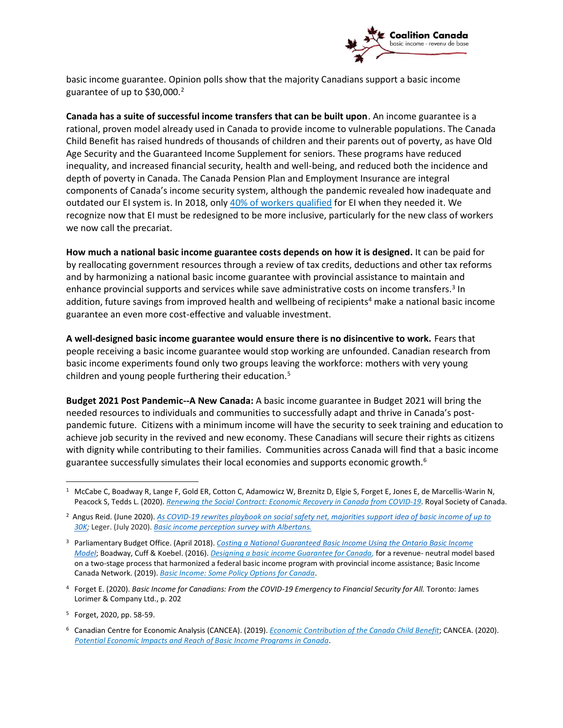basic income guarantee. Opinion polls show that the majority Canadians support a basic income guarantee of up to $30,000.[2]

**Canada has a suite of successful income transfers that can be built upon**. An income guarantee is a rational, proven model already used in Canada to provide income to vulnerable populations. The Canada Child Benefit has raised hundreds of thousands of children and their parents out of poverty, as have Old Age Security and the Guaranteed Income Supplement for seniors. These programs have reduced inequality, and increased financial security, health and well-being, and reduced both the incidence and depth of poverty in Canada. The Canada Pension Plan and Employment Insurance are integral components of Canada's income security system, although the pandemic revealed how inadequate and outdated our EI system is. In 2018, only 40% of workers qualified for EI when they needed it. We recognize now that EI must be redesigned to be more inclusive, particularly for the new class of workers we now call the precariat.

**How much a national basic income guarantee costs depends on how it is designed.** It can be paid for by reallocating government resources through a review of tax credits, deductions and other tax reforms and by harmonizing a national basic income guarantee with provincial assistance to maintain and enhance provincial supports and services while save administrative costs on income transfers.[3] In addition, future savings from improved health and wellbeing of recipients[4] make a national basic income guarantee an even more cost-effective and valuable investment.

**A well-designed basic income guarantee would ensure there is no disincentive to work.** Fears that people receiving a basic income guarantee would stop working are unfounded. Canadian research from basic income experiments found only two groups leaving the workforce: mothers with very young children and young people furthering their education.[5]

**Budget 2021 Post Pandemic--A New Canada:** A basic income guarantee in Budget 2021 will bring the needed resources to individuals and communities to successfully adapt and thrive in Canada's post-pandemic future. Citizens with a minimum income will have the security to seek training and education to achieve job security in the revived and new economy. These Canadians will secure their rights as citizens with dignity while contributing to their families. Communities across Canada will find that a basic income guarantee successfully simulates their local economies and supports economic growth.[6]

---

[1] McCabe C, Boadway R, Lange F, Gold ER, Cotton C, Adamowicz W, Breznitz D, Elgie S, Forget E, Jones E, de Marcellis-Warin N, Peacock S, Tedds L. (2020). *Renewing the Social Contract: Economic Recovery in Canada from COVID-19.* Royal Society of Canada.

[2] Angus Reid. (June 2020). *As COVID-19 rewrites playbook on social safety net, majorities support idea of basic income of up to 30K*; Leger. (July 2020). *Basic income perception survey with Albertans.*

[3] Parliamentary Budget Office. (April 2018). *Costing a National Guaranteed Basic Income Using the Ontario Basic Income Model*; Boadway, Cuff & Koebel. (2016). *Designing a basic income Guarantee for Canada,* for a revenue- neutral model based on a two-stage process that harmonized a federal basic income program with provincial income assistance; Basic Income Canada Network. (2019). *Basic Income: Some Policy Options for Canada*.

[4] Forget E. (2020). *Basic Income for Canadians: From the COVID-19 Emergency to Financial Security for All.* Toronto: James Lorimer & Company Ltd., p. 202

[5] Forget, 2020, pp. 58-59.

[6] Canadian Centre for Economic Analysis (CANCEA). (2019). *Economic Contribution of the Canada Child Benefit*; CANCEA. (2020). *Potential Economic Impacts and Reach of Basic Income Programs in Canada*.